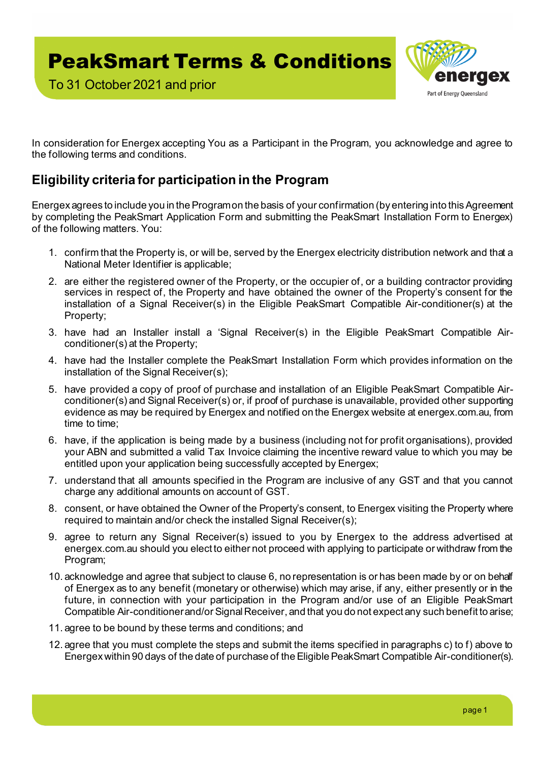# PeakSmart Terms & Conditions

To 31 October 2021 and prior

In consideration for Energex accepting You as a Participant in the Program, you acknowledge and agree to the following terms and conditions.

## Eligibility criteria for participation in the Program

Energex agrees to include you in the Program on the basis of your confirmation (by entering into this Agreement by completing the PeakSmart Application Form and submitting the PeakSmart Installation Form to Energex) of the following matters. You:

1. confirm that the Property is, or will be, served by the Energex electricity distribution network and that a National Meter Identifier is applicable;
2. are either the registered owner of the Property, or the occupier of, or a building contractor providing services in respect of, the Property and have obtained the owner of the Property's consent for the installation of a Signal Receiver(s) in the Eligible PeakSmart Compatible Air-conditioner(s) at the Property;
3. have had an Installer install a 'Signal Receiver(s) in the Eligible PeakSmart Compatible Air-conditioner(s) at the Property;
4. have had the Installer complete the PeakSmart Installation Form which provides information on the installation of the Signal Receiver(s);
5. have provided a copy of proof of purchase and installation of an Eligible PeakSmart Compatible Air-conditioner(s) and Signal Receiver(s) or, if proof of purchase is unavailable, provided other supporting evidence as may be required by Energex and notified on the Energex website at energex.com.au, from time to time;
6. have, if the application is being made by a business (including not for profit organisations), provided your ABN and submitted a valid Tax Invoice claiming the incentive reward value to which you may be entitled upon your application being successfully accepted by Energex;
7. understand that all amounts specified in the Program are inclusive of any GST and that you cannot charge any additional amounts on account of GST.
8. consent, or have obtained the Owner of the Property's consent, to Energex visiting the Property where required to maintain and/or check the installed Signal Receiver(s);
9. agree to return any Signal Receiver(s) issued to you by Energex to the address advertised at energex.com.au should you elect to either not proceed with applying to participate or withdraw from the Program;
10. acknowledge and agree that subject to clause 6, no representation is or has been made by or on behalf of Energex as to any benefit (monetary or otherwise) which may arise, if any, either presently or in the future, in connection with your participation in the Program and/or use of an Eligible PeakSmart Compatible Air-conditioner and/or Signal Receiver, and that you do not expect any such benefit to arise;
11. agree to be bound by these terms and conditions; and
12. agree that you must complete the steps and submit the items specified in paragraphs c) to f) above to Energex within 90 days of the date of purchase of the Eligible PeakSmart Compatible Air-conditioner(s).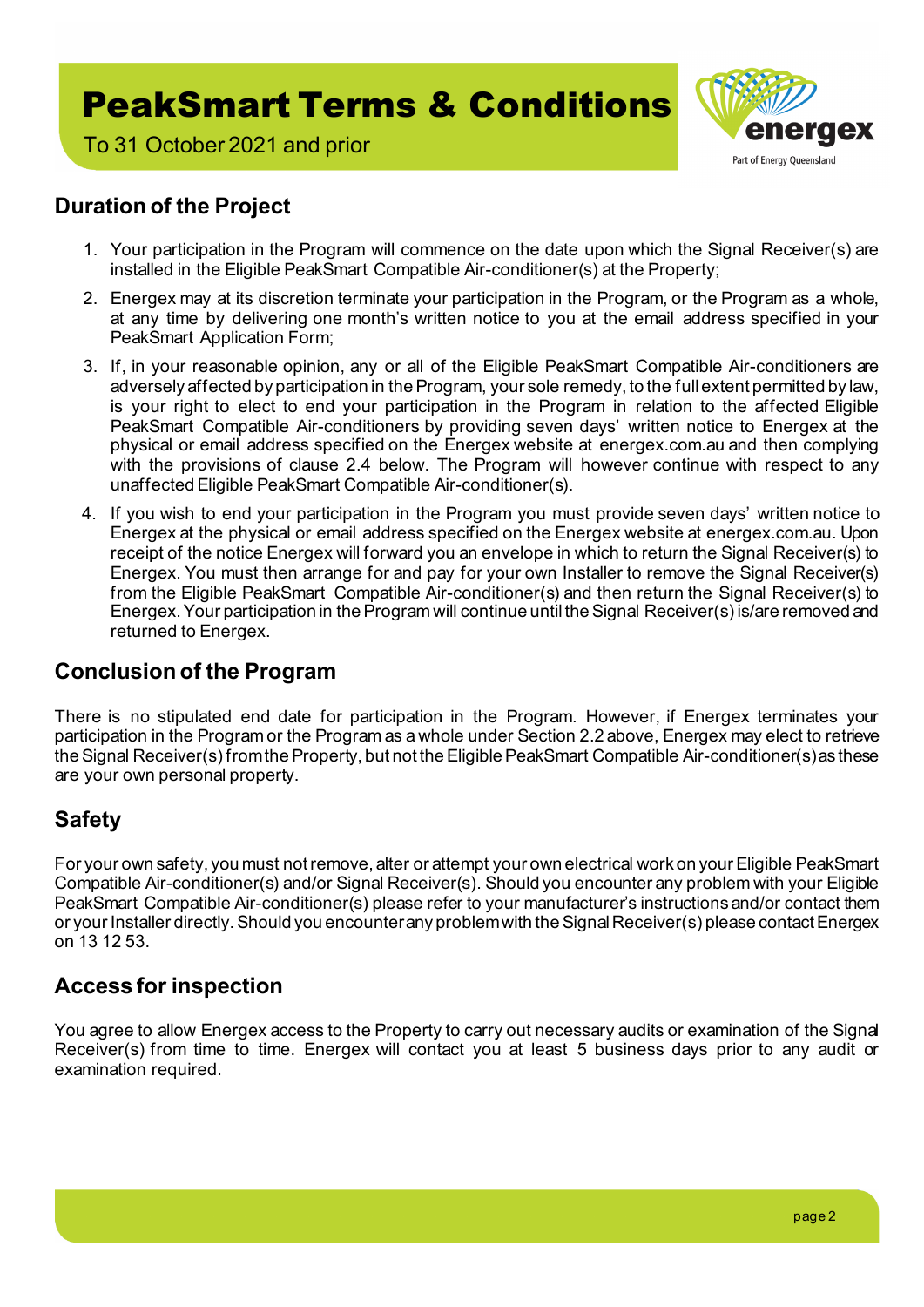# PeakSmart Terms & Conditions

To 31 October 2021 and prior

## Duration of the Project

1. Your participation in the Program will commence on the date upon which the Signal Receiver(s) are installed in the Eligible PeakSmart Compatible Air-conditioner(s) at the Property;
2. Energex may at its discretion terminate your participation in the Program, or the Program as a whole, at any time by delivering one month's written notice to you at the email address specified in your PeakSmart Application Form;
3. If, in your reasonable opinion, any or all of the Eligible PeakSmart Compatible Air-conditioners are adversely affected by participation in the Program, your sole remedy, to the full extent permitted by law, is your right to elect to end your participation in the Program in relation to the affected Eligible PeakSmart Compatible Air-conditioners by providing seven days' written notice to Energex at the physical or email address specified on the Energex website at energex.com.au and then complying with the provisions of clause 2.4 below. The Program will however continue with respect to any unaffected Eligible PeakSmart Compatible Air-conditioner(s).
4. If you wish to end your participation in the Program you must provide seven days' written notice to Energex at the physical or email address specified on the Energex website at energex.com.au. Upon receipt of the notice Energex will forward you an envelope in which to return the Signal Receiver(s) to Energex. You must then arrange for and pay for your own Installer to remove the Signal Receiver(s) from the Eligible PeakSmart Compatible Air-conditioner(s) and then return the Signal Receiver(s) to Energex. Your participation in the Program will continue until the Signal Receiver(s) is/are removed and returned to Energex.

## Conclusion of the Program

There is no stipulated end date for participation in the Program. However, if Energex terminates your participation in the Program or the Program as a whole under Section 2.2 above, Energex may elect to retrieve the Signal Receiver(s) from the Property, but not the Eligible PeakSmart Compatible Air-conditioner(s) as these are your own personal property.

## Safety

For your own safety, you must not remove, alter or attempt your own electrical work on your Eligible PeakSmart Compatible Air-conditioner(s) and/or Signal Receiver(s). Should you encounter any problem with your Eligible PeakSmart Compatible Air-conditioner(s) please refer to your manufacturer's instructions and/or contact them or your Installer directly. Should you encounter any problem with the Signal Receiver(s) please contact Energex on 13 12 53.

## Access for inspection

You agree to allow Energex access to the Property to carry out necessary audits or examination of the Signal Receiver(s) from time to time. Energex will contact you at least 5 business days prior to any audit or examination required.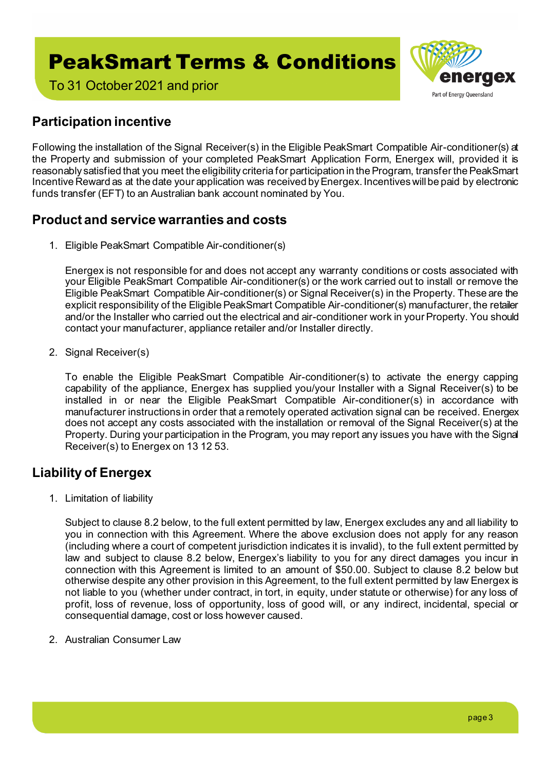## Participation incentive

Following the installation of the Signal Receiver(s) in the Eligible PeakSmart Compatible Air-conditioner(s) at the Property and submission of your completed PeakSmart Application Form, Energex will, provided it is reasonably satisfied that you meet the eligibility criteria for participation in the Program, transfer the PeakSmart Incentive Reward as at the date your application was received by Energex. Incentives will be paid by electronic funds transfer (EFT) to an Australian bank account nominated by You.

## Product and service warranties and costs

1. Eligible PeakSmart Compatible Air-conditioner(s)

   Energex is not responsible for and does not accept any warranty conditions or costs associated with your Eligible PeakSmart Compatible Air-conditioner(s) or the work carried out to install or remove the Eligible PeakSmart Compatible Air-conditioner(s) or Signal Receiver(s) in the Property. These are the explicit responsibility of the Eligible PeakSmart Compatible Air-conditioner(s) manufacturer, the retailer and/or the Installer who carried out the electrical and air-conditioner work in your Property. You should contact your manufacturer, appliance retailer and/or Installer directly.

2. Signal Receiver(s)

   To enable the Eligible PeakSmart Compatible Air-conditioner(s) to activate the energy capping capability of the appliance, Energex has supplied you/your Installer with a Signal Receiver(s) to be installed in or near the Eligible PeakSmart Compatible Air-conditioner(s) in accordance with manufacturer instructions in order that a remotely operated activation signal can be received. Energex does not accept any costs associated with the installation or removal of the Signal Receiver(s) at the Property. During your participation in the Program, you may report any issues you have with the Signal Receiver(s) to Energex on 13 12 53.

## Liability of Energex

1. Limitation of liability

   Subject to clause 8.2 below, to the full extent permitted by law, Energex excludes any and all liability to you in connection with this Agreement. Where the above exclusion does not apply for any reason (including where a court of competent jurisdiction indicates it is invalid), to the full extent permitted by law and subject to clause 8.2 below, Energex's liability to you for any direct damages you incur in connection with this Agreement is limited to an amount of $50.00. Subject to clause 8.2 below but otherwise despite any other provision in this Agreement, to the full extent permitted by law Energex is not liable to you (whether under contract, in tort, in equity, under statute or otherwise) for any loss of profit, loss of revenue, loss of opportunity, loss of good will, or any indirect, incidental, special or consequential damage, cost or loss however caused.

2. Australian Consumer Law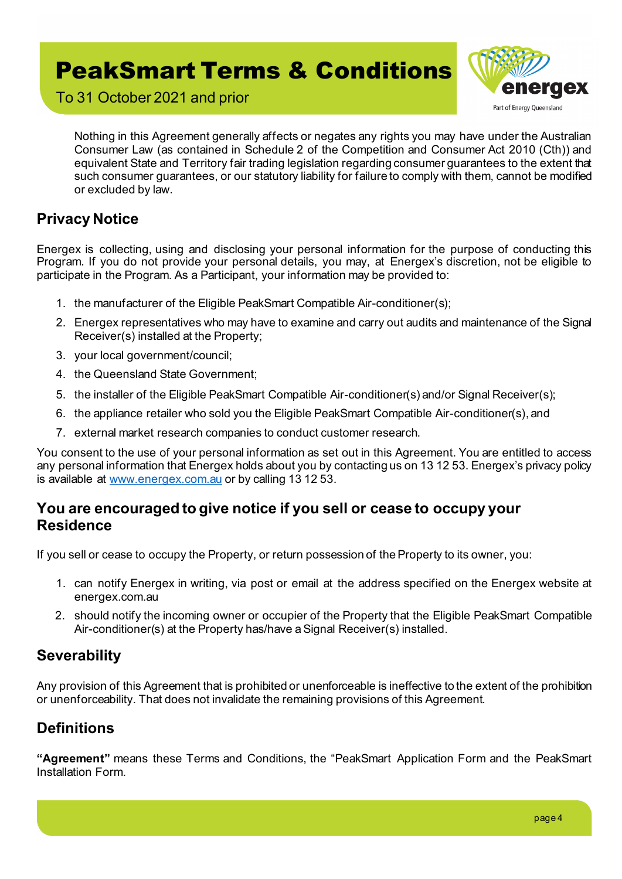Nothing in this Agreement generally affects or negates any rights you may have under the Australian Consumer Law (as contained in Schedule 2 of the Competition and Consumer Act 2010 (Cth)) and equivalent State and Territory fair trading legislation regarding consumer guarantees to the extent that such consumer guarantees, or our statutory liability for failure to comply with them, cannot be modified or excluded by law.

## Privacy Notice

Energex is collecting, using and disclosing your personal information for the purpose of conducting this Program. If you do not provide your personal details, you may, at Energex's discretion, not be eligible to participate in the Program. As a Participant, your information may be provided to:

1. the manufacturer of the Eligible PeakSmart Compatible Air-conditioner(s);
2. Energex representatives who may have to examine and carry out audits and maintenance of the Signal Receiver(s) installed at the Property;
3. your local government/council;
4. the Queensland State Government;
5. the installer of the Eligible PeakSmart Compatible Air-conditioner(s) and/or Signal Receiver(s);
6. the appliance retailer who sold you the Eligible PeakSmart Compatible Air-conditioner(s), and
7. external market research companies to conduct customer research.

You consent to the use of your personal information as set out in this Agreement. You are entitled to access any personal information that Energex holds about you by contacting us on 13 12 53. Energex's privacy policy is available at [www.energex.com.au](www.energex.com.au) or by calling 13 12 53.

## You are encouraged to give notice if you sell or cease to occupy your Residence

If you sell or cease to occupy the Property, or return possession of the Property to its owner, you:

1. can notify Energex in writing, via post or email at the address specified on the Energex website at energex.com.au
2. should notify the incoming owner or occupier of the Property that the Eligible PeakSmart Compatible Air-conditioner(s) at the Property has/have a Signal Receiver(s) installed.

## Severability

Any provision of this Agreement that is prohibited or unenforceable is ineffective to the extent of the prohibition or unenforceability. That does not invalidate the remaining provisions of this Agreement.

## Definitions

**"Agreement"** means these Terms and Conditions, the "PeakSmart Application Form and the PeakSmart Installation Form.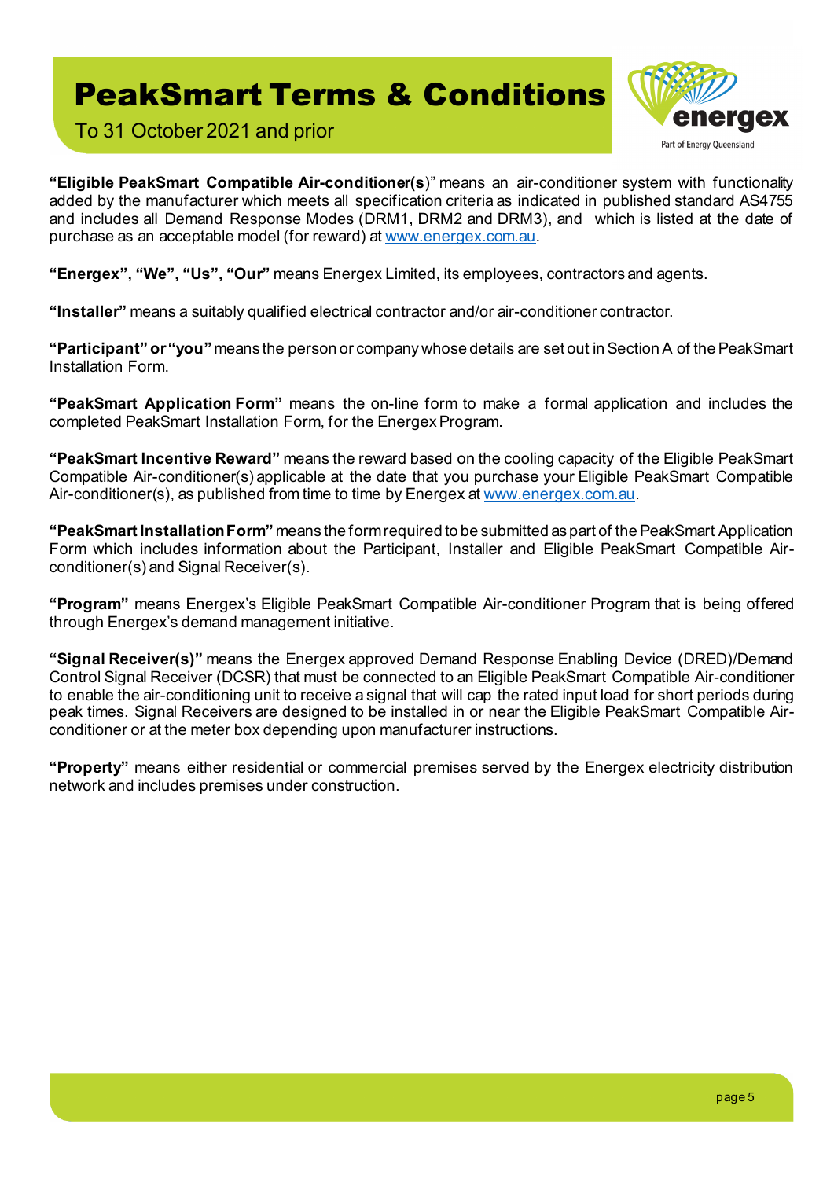"**Eligible PeakSmart Compatible Air-conditioner(s)**" means an air-conditioner system with functionality added by the manufacturer which meets all specification criteria as indicated in published standard AS4755 and includes all Demand Response Modes (DRM1, DRM2 and DRM3), and which is listed at the date of purchase as an acceptable model (for reward) at www.energex.com.au.

**"Energex", "We", "Us", "Our"** means Energex Limited, its employees, contractors and agents.

**"Installer"** means a suitably qualified electrical contractor and/or air-conditioner contractor.

**"Participant" or "you"** means the person or company whose details are set out in Section A of the PeakSmart Installation Form.

**"PeakSmart Application Form"** means the on-line form to make a formal application and includes the completed PeakSmart Installation Form, for the Energex Program.

**"PeakSmart Incentive Reward"** means the reward based on the cooling capacity of the Eligible PeakSmart Compatible Air-conditioner(s) applicable at the date that you purchase your Eligible PeakSmart Compatible Air-conditioner(s), as published from time to time by Energex at www.energex.com.au.

**"PeakSmart Installation Form"** means the form required to be submitted as part of the PeakSmart Application Form which includes information about the Participant, Installer and Eligible PeakSmart Compatible Air-conditioner(s) and Signal Receiver(s).

**"Program"** means Energex's Eligible PeakSmart Compatible Air-conditioner Program that is being offered through Energex's demand management initiative.

**"Signal Receiver(s)"** means the Energex approved Demand Response Enabling Device (DRED)/Demand Control Signal Receiver (DCSR) that must be connected to an Eligible PeakSmart Compatible Air-conditioner to enable the air-conditioning unit to receive a signal that will cap the rated input load for short periods during peak times. Signal Receivers are designed to be installed in or near the Eligible PeakSmart Compatible Air-conditioner or at the meter box depending upon manufacturer instructions.

**"Property"** means either residential or commercial premises served by the Energex electricity distribution network and includes premises under construction.